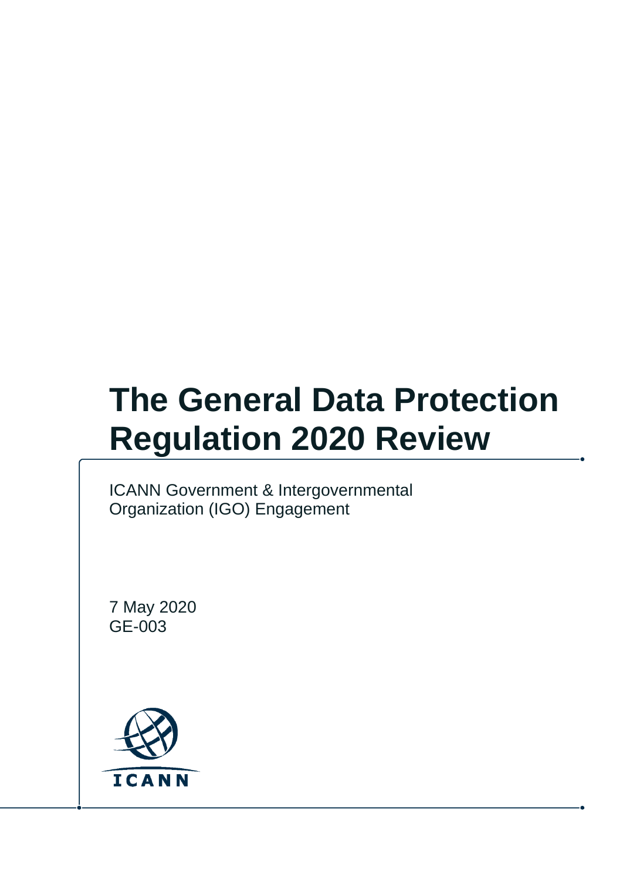# The General Data Protection Regulation 2020 Review

ICANN Government & Intergovernmental Organization (IGO) Engagement

7 May 2020
GE-003

ICANN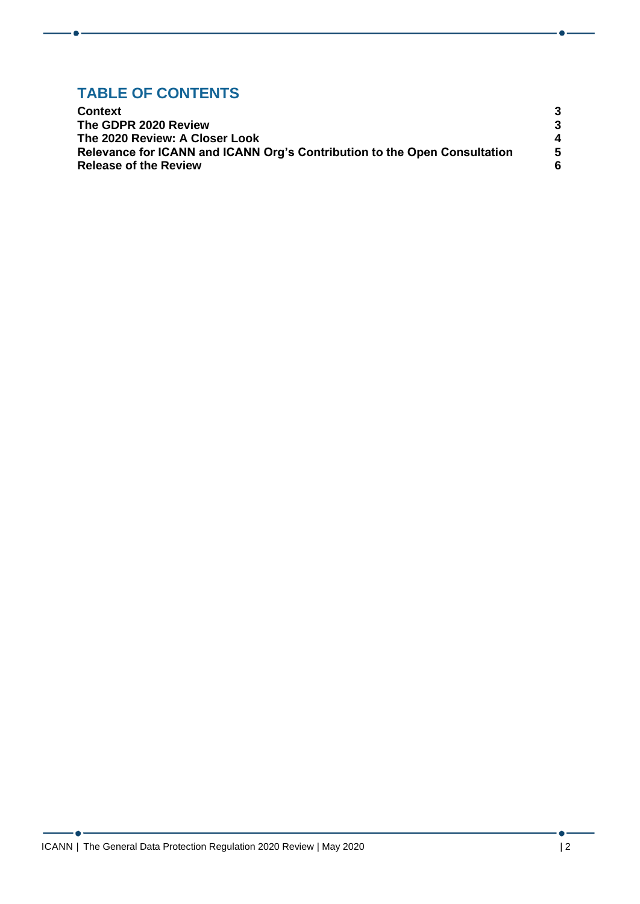## TABLE OF CONTENTS

| | |
|---|---|
| **Context** | **3** |
| **The GDPR 2020 Review** | **3** |
| **The 2020 Review: A Closer Look** | **4** |
| **Relevance for ICANN and ICANN Org's Contribution to the Open Consultation** | **5** |
| **Release of the Review** | **6** |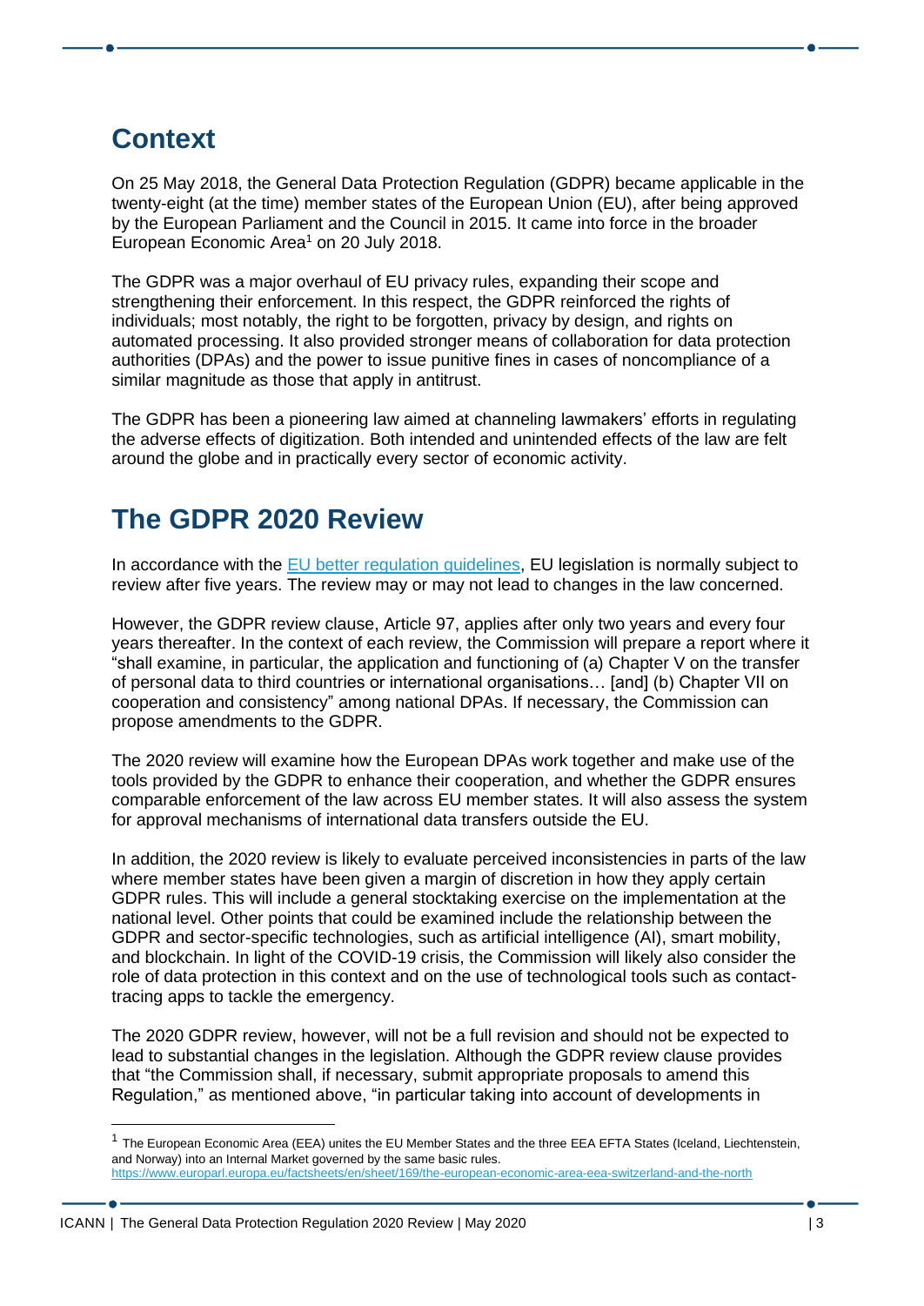## Context

On 25 May 2018, the General Data Protection Regulation (GDPR) became applicable in the twenty-eight (at the time) member states of the European Union (EU), after being approved by the European Parliament and the Council in 2015. It came into force in the broader European Economic Area[1] on 20 July 2018.

The GDPR was a major overhaul of EU privacy rules, expanding their scope and strengthening their enforcement. In this respect, the GDPR reinforced the rights of individuals; most notably, the right to be forgotten, privacy by design, and rights on automated processing. It also provided stronger means of collaboration for data protection authorities (DPAs) and the power to issue punitive fines in cases of noncompliance of a similar magnitude as those that apply in antitrust.

The GDPR has been a pioneering law aimed at channeling lawmakers' efforts in regulating the adverse effects of digitization. Both intended and unintended effects of the law are felt around the globe and in practically every sector of economic activity.

## The GDPR 2020 Review

In accordance with the [EU better regulation guidelines](), EU legislation is normally subject to review after five years. The review may or may not lead to changes in the law concerned.

However, the GDPR review clause, Article 97, applies after only two years and every four years thereafter. In the context of each review, the Commission will prepare a report where it "shall examine, in particular, the application and functioning of (a) Chapter V on the transfer of personal data to third countries or international organisations… [and] (b) Chapter VII on cooperation and consistency" among national DPAs. If necessary, the Commission can propose amendments to the GDPR.

The 2020 review will examine how the European DPAs work together and make use of the tools provided by the GDPR to enhance their cooperation, and whether the GDPR ensures comparable enforcement of the law across EU member states. It will also assess the system for approval mechanisms of international data transfers outside the EU.

In addition, the 2020 review is likely to evaluate perceived inconsistencies in parts of the law where member states have been given a margin of discretion in how they apply certain GDPR rules. This will include a general stocktaking exercise on the implementation at the national level. Other points that could be examined include the relationship between the GDPR and sector-specific technologies, such as artificial intelligence (AI), smart mobility, and blockchain. In light of the COVID-19 crisis, the Commission will likely also consider the role of data protection in this context and on the use of technological tools such as contact-tracing apps to tackle the emergency.

The 2020 GDPR review, however, will not be a full revision and should not be expected to lead to substantial changes in the legislation. Although the GDPR review clause provides that "the Commission shall, if necessary, submit appropriate proposals to amend this Regulation," as mentioned above, "in particular taking into account of developments in

---

[1] The European Economic Area (EEA) unites the EU Member States and the three EEA EFTA States (Iceland, Liechtenstein, and Norway) into an Internal Market governed by the same basic rules. https://www.europarl.europa.eu/factsheets/en/sheet/169/the-european-economic-area-eea-switzerland-and-the-north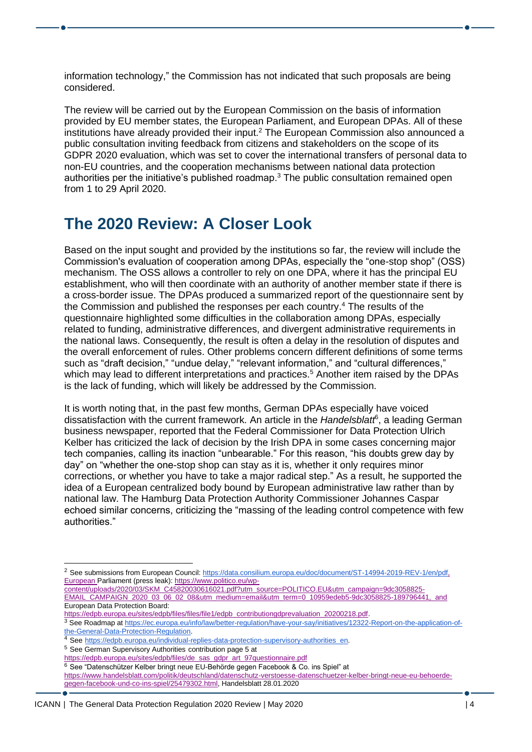information technology," the Commission has not indicated that such proposals are being considered.

The review will be carried out by the European Commission on the basis of information provided by EU member states, the European Parliament, and European DPAs. All of these institutions have already provided their input.[2] The European Commission also announced a public consultation inviting feedback from citizens and stakeholders on the scope of its GDPR 2020 evaluation, which was set to cover the international transfers of personal data to non-EU countries, and the cooperation mechanisms between national data protection authorities per the initiative's published roadmap.[3] The public consultation remained open from 1 to 29 April 2020.

## The 2020 Review: A Closer Look

Based on the input sought and provided by the institutions so far, the review will include the Commission's evaluation of cooperation among DPAs, especially the "one-stop shop" (OSS) mechanism. The OSS allows a controller to rely on one DPA, where it has the principal EU establishment, who will then coordinate with an authority of another member state if there is a cross-border issue. The DPAs produced a summarized report of the questionnaire sent by the Commission and published the responses per each country.[4] The results of the questionnaire highlighted some difficulties in the collaboration among DPAs, especially related to funding, administrative differences, and divergent administrative requirements in the national laws. Consequently, the result is often a delay in the resolution of disputes and the overall enforcement of rules. Other problems concern different definitions of some terms such as "draft decision," "undue delay," "relevant information," and "cultural differences," which may lead to different interpretations and practices.[5] Another item raised by the DPAs is the lack of funding, which will likely be addressed by the Commission.

It is worth noting that, in the past few months, German DPAs especially have voiced dissatisfaction with the current framework. An article in the *Handelsblatt*[6], a leading German business newspaper, reported that the Federal Commissioner for Data Protection Ulrich Kelber has criticized the lack of decision by the Irish DPA in some cases concerning major tech companies, calling its inaction "unbearable." For this reason, "his doubts grew day by day" on "whether the one-stop shop can stay as it is, whether it only requires minor corrections, or whether you have to take a major radical step." As a result, he supported the idea of a European centralized body bound by European administrative law rather than by national law. The Hamburg Data Protection Authority Commissioner Johannes Caspar echoed similar concerns, criticizing the "massing of the leading control competence with few authorities."

---

[2] See submissions from European Council: https://data.consilium.europa.eu/doc/document/ST-14994-2019-REV-1/en/pdf, European Parliament (press leak): https://www.politico.eu/wp-content/uploads/2020/03/SKM_C45820030616021.pdf?utm_source=POLITICO.EU&utm_campaign=9dc3058825-EMAIL_CAMPAIGN_2020_03_06_02_08&utm_medium=email&utm_term=0_10959edeb5-9dc3058825-189796441, and European Data Protection Board: https://edpb.europa.eu/sites/edpb/files/files/file1/edpb_contributiongdprevaluation_20200218.pdf.

[3] See Roadmap at https://ec.europa.eu/info/law/better-regulation/have-your-say/initiatives/12322-Report-on-the-application-of-the-General-Data-Protection-Regulation.

[4] See https://edpb.europa.eu/individual-replies-data-protection-supervisory-authorities_en.

[5] See German Supervisory Authorities contribution page 5 at https://edpb.europa.eu/sites/edpb/files/de_sas_gdpr_art_97questionnaire.pdf

[6] See "Datenschützer Kelber bringt neue EU-Behörde gegen Facebook & Co. ins Spiel" at https://www.handelsblatt.com/politik/deutschland/datenschutz-verstoesse-datenschuetzer-kelber-bringt-neue-eu-behoerde-gegen-facebook-und-co-ins-spiel/25479302.html, Handelsblatt 28.01.2020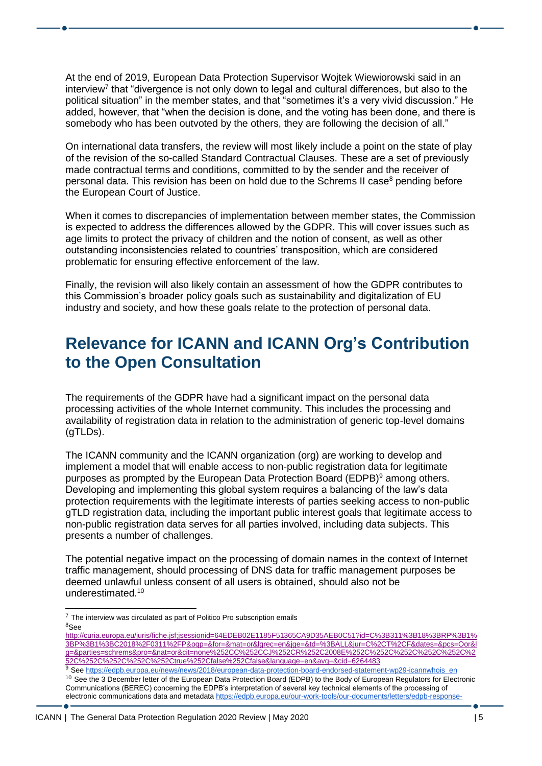At the end of 2019, European Data Protection Supervisor Wojtek Wiewiorowski said in an interview[7] that "divergence is not only down to legal and cultural differences, but also to the political situation" in the member states, and that "sometimes it's a very vivid discussion." He added, however, that "when the decision is done, and the voting has been done, and there is somebody who has been outvoted by the others, they are following the decision of all."

On international data transfers, the review will most likely include a point on the state of play of the revision of the so-called Standard Contractual Clauses. These are a set of previously made contractual terms and conditions, committed to by the sender and the receiver of personal data. This revision has been on hold due to the Schrems II case[8] pending before the European Court of Justice.

When it comes to discrepancies of implementation between member states, the Commission is expected to address the differences allowed by the GDPR. This will cover issues such as age limits to protect the privacy of children and the notion of consent, as well as other outstanding inconsistencies related to countries' transposition, which are considered problematic for ensuring effective enforcement of the law.

Finally, the revision will also likely contain an assessment of how the GDPR contributes to this Commission's broader policy goals such as sustainability and digitalization of EU industry and society, and how these goals relate to the protection of personal data.

## Relevance for ICANN and ICANN Org's Contribution to the Open Consultation

The requirements of the GDPR have had a significant impact on the personal data processing activities of the whole Internet community. This includes the processing and availability of registration data in relation to the administration of generic top-level domains (gTLDs).

The ICANN community and the ICANN organization (org) are working to develop and implement a model that will enable access to non-public registration data for legitimate purposes as prompted by the European Data Protection Board (EDPB)[9] among others. Developing and implementing this global system requires a balancing of the law's data protection requirements with the legitimate interests of parties seeking access to non-public gTLD registration data, including the important public interest goals that legitimate access to non-public registration data serves for all parties involved, including data subjects. This presents a number of challenges.

The potential negative impact on the processing of domain names in the context of Internet traffic management, should processing of DNS data for traffic management purposes be deemed unlawful unless consent of all users is obtained, should also not be underestimated.[10]

---

[7] The interview was circulated as part of Politico Pro subscription emails

[8] See http://curia.europa.eu/juris/fiche.jsf;jsessionid=64EDEB02E1185F51365CA9D35AEB0C51?id=C%3B311%3B18%3BRP%3B1%3BP%3B1%3BC2018%2F0311%2FP&oqp=&for=&mat=or&lgrec=en&jge=&td=%3BALL&jur=C%2CT%2CF&dates=&pcs=Oor&lg=&parties=schrems&pro=&nat=or&cit=none%252CC%252CCJ%252CR%252C2008E%252C%252C%252C%252C%252C%252C%252C%252C%252C%252Ctrue%252Cfalse%252Cfalse&language=en&avg=&cid=6264483

[9] See https://edpb.europa.eu/news/news/2018/european-data-protection-board-endorsed-statement-wp29-icannwhois_en

[10] See the 3 December letter of the European Data Protection Board (EDPB) to the Body of European Regulators for Electronic Communications (BEREC) concerning the EDPB's interpretation of several key technical elements of the processing of electronic communications data and metadata https://edpb.europa.eu/our-work-tools/our-documents/letters/edpb-response-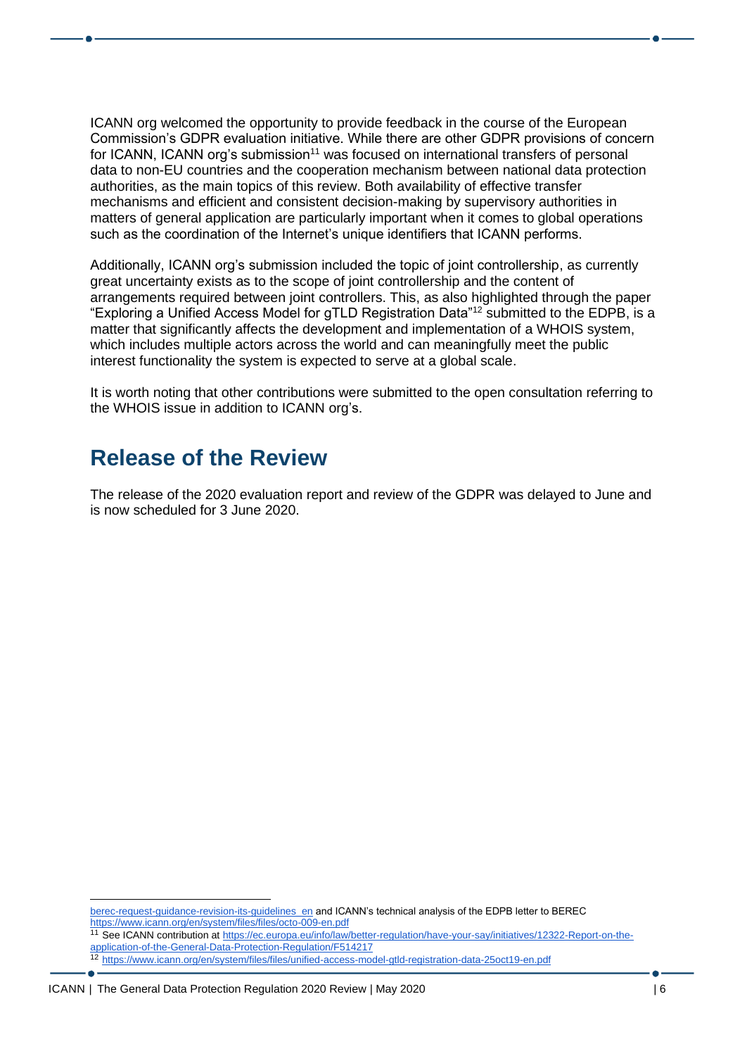ICANN org welcomed the opportunity to provide feedback in the course of the European Commission's GDPR evaluation initiative. While there are other GDPR provisions of concern for ICANN, ICANN org's submission[11] was focused on international transfers of personal data to non-EU countries and the cooperation mechanism between national data protection authorities, as the main topics of this review. Both availability of effective transfer mechanisms and efficient and consistent decision-making by supervisory authorities in matters of general application are particularly important when it comes to global operations such as the coordination of the Internet's unique identifiers that ICANN performs.

Additionally, ICANN org's submission included the topic of joint controllership, as currently great uncertainty exists as to the scope of joint controllership and the content of arrangements required between joint controllers. This, as also highlighted through the paper "Exploring a Unified Access Model for gTLD Registration Data"[12] submitted to the EDPB, is a matter that significantly affects the development and implementation of a WHOIS system, which includes multiple actors across the world and can meaningfully meet the public interest functionality the system is expected to serve at a global scale.

It is worth noting that other contributions were submitted to the open consultation referring to the WHOIS issue in addition to ICANN org's.

# Release of the Review

The release of the 2020 evaluation report and review of the GDPR was delayed to June and is now scheduled for 3 June 2020.

---

berec-request-guidance-revision-its-guidelines_en and ICANN's technical analysis of the EDPB letter to BEREC https://www.icann.org/en/system/files/files/octo-009-en.pdf

[11] See ICANN contribution at https://ec.europa.eu/info/law/better-regulation/have-your-say/initiatives/12322-Report-on-the-application-of-the-General-Data-Protection-Regulation/F514217

[12] https://www.icann.org/en/system/files/files/unified-access-model-gtld-registration-data-25oct19-en.pdf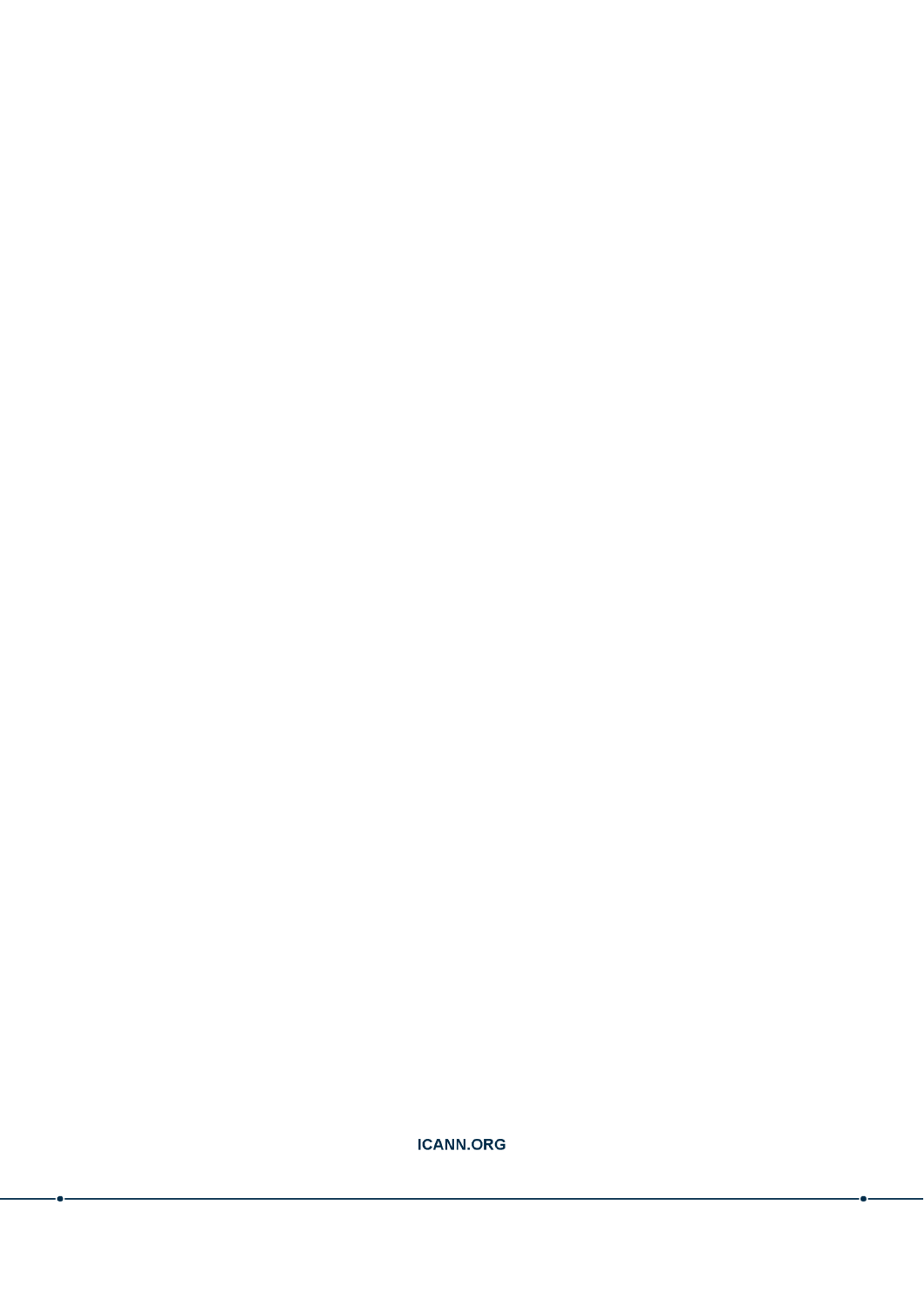ICANN.ORG